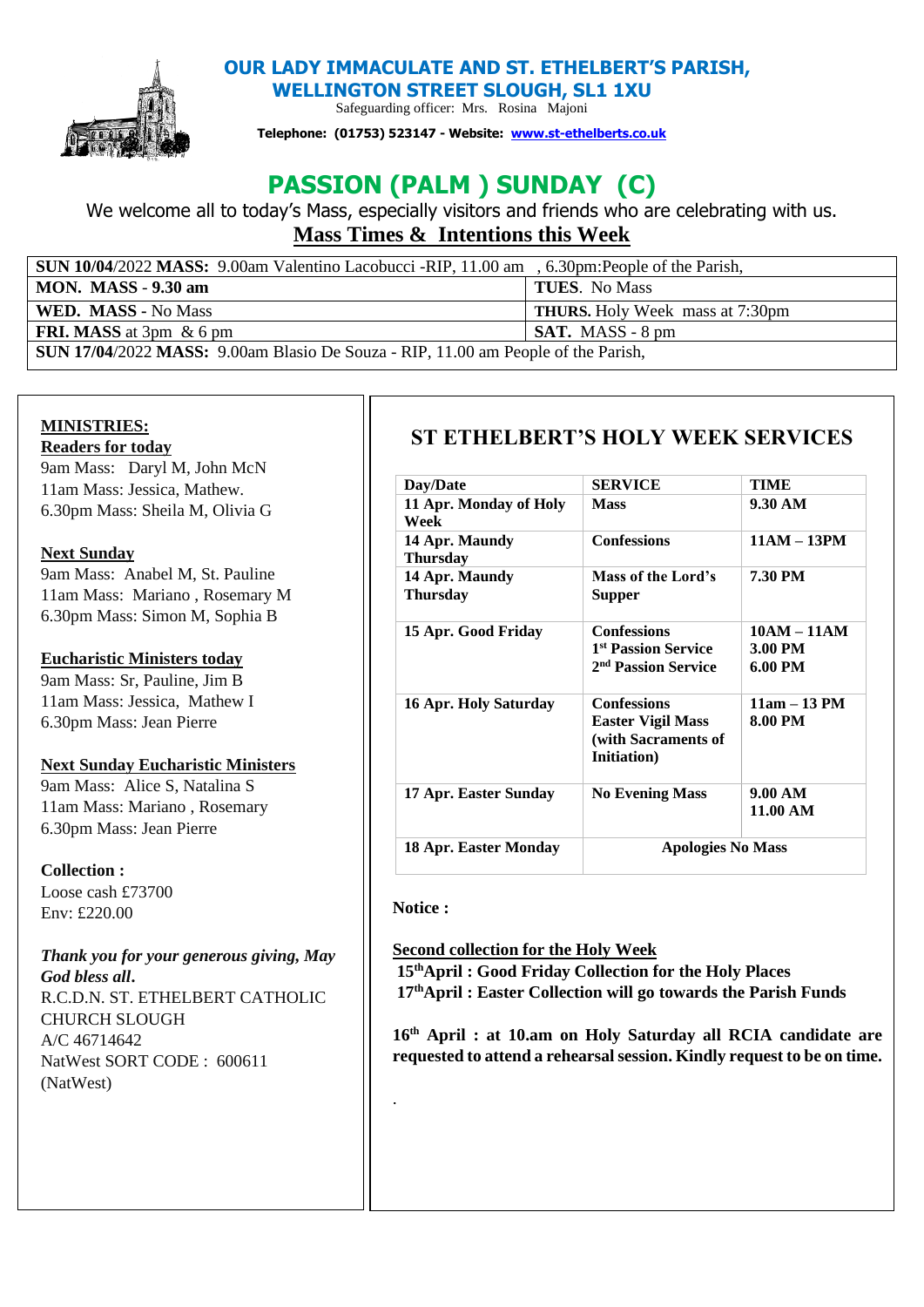# OUR LADY IMMACULATE AND ST. ETHELBERT'S PARISH, WELLINGTON STREET SLOUGH, SL1 1XU

Safeguarding officer: Mrs. Rosina Majoni

**Telephone: (01753) 523147 - Website: www.st-ethelberts.co.uk**

# PASSION (PALM ) SUNDAY (C)

We welcome all to today's Mass, especially visitors and friends who are celebrating with us.

## Mass Times & Intentions this Week

| | |
|---|---|
| **SUN 10/04**/2022 **MASS:** 9.00am Valentino Lacobucci -RIP, 11.00 am | , 6.30pm:People of the Parish, |
| **MON. MASS - 9.30 am** | **TUES**. No Mass |
| **WED. MASS** - No Mass | **THURS.** Holy Week mass at 7:30pm |
| **FRI. MASS** at 3pm & 6 pm | **SAT.** MASS - 8 pm |
| **SUN 17/04**/2022 **MASS:** 9.00am Blasio De Souza - RIP, 11.00 am People of the Parish, | |

**MINISTRIES:**

**Readers for today**

9am Mass: Daryl M, John McN
11am Mass: Jessica, Mathew.
6.30pm Mass: Sheila M, Olivia G

**Next Sunday**

9am Mass: Anabel M, St. Pauline
11am Mass: Mariano , Rosemary M
6.30pm Mass: Simon M, Sophia B

**Eucharistic Ministers today**

9am Mass: Sr, Pauline, Jim B
11am Mass: Jessica, Mathew I
6.30pm Mass: Jean Pierre

**Next Sunday Eucharistic Ministers**

9am Mass: Alice S, Natalina S
11am Mass: Mariano , Rosemary
6.30pm Mass: Jean Pierre

**Collection :**

Loose cash £73700
Env: £220.00

***Thank you for your generous giving, May God bless all.***

R.C.D.N. ST. ETHELBERT CATHOLIC CHURCH SLOUGH
A/C 46714642
NatWest SORT CODE : 600611
(NatWest)

## ST ETHELBERT'S HOLY WEEK SERVICES

| Day/Date | SERVICE | TIME |
|---|---|---|
| 11 Apr. Monday of Holy Week | Mass | 9.30 AM |
| 14 Apr. Maundy Thursday | Confessions | 11AM – 13PM |
| 14 Apr. Maundy Thursday | Mass of the Lord's Supper | 7.30 PM |
| 15 Apr. Good Friday | Confessions<br>1st Passion Service<br>2nd Passion Service | 10AM – 11AM<br>3.00 PM<br>6.00 PM |
| 16 Apr. Holy Saturday | Confessions<br>Easter Vigil Mass (with Sacraments of Initiation) | 11am – 13 PM<br>8.00 PM |
| 17 Apr. Easter Sunday | No Evening Mass | 9.00 AM<br>11.00 AM |
| 18 Apr. Easter Monday | Apologies No Mass | |

**Notice :**

**Second collection for the Holy Week**

**15th April : Good Friday Collection for the Holy Places**
**17th April : Easter Collection will go towards the Parish Funds**

**16th April : at 10.am on Holy Saturday all RCIA candidate are requested to attend a rehearsal session. Kindly request to be on time.**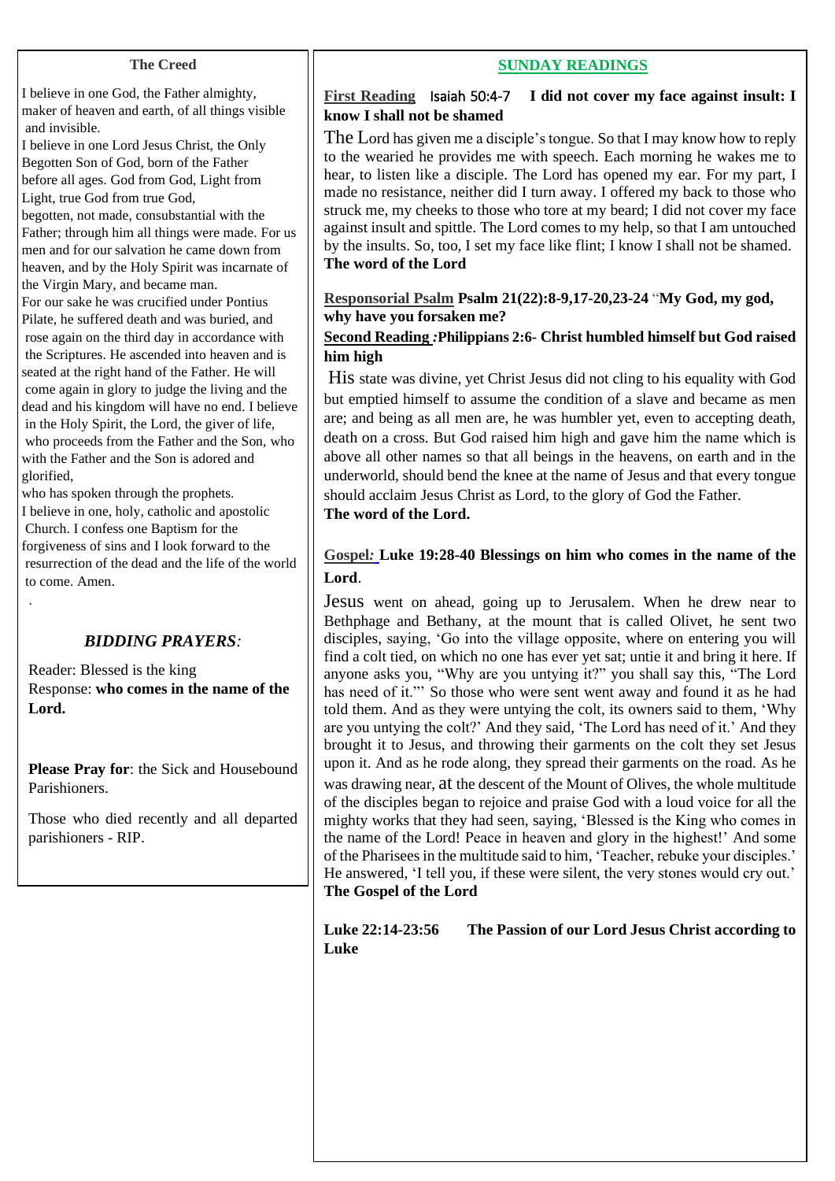### The Creed

I believe in one God, the Father almighty, maker of heaven and earth, of all things visible and invisible.
I believe in one Lord Jesus Christ, the Only Begotten Son of God, born of the Father before all ages. God from God, Light from Light, true God from true God,
begotten, not made, consubstantial with the Father; through him all things were made. For us men and for our salvation he came down from heaven, and by the Holy Spirit was incarnate of the Virgin Mary, and became man.
For our sake he was crucified under Pontius Pilate, he suffered death and was buried, and rose again on the third day in accordance with the Scriptures. He ascended into heaven and is seated at the right hand of the Father. He will come again in glory to judge the living and the dead and his kingdom will have no end. I believe in the Holy Spirit, the Lord, the giver of life, who proceeds from the Father and the Son, who with the Father and the Son is adored and glorified,
who has spoken through the prophets.
I believe in one, holy, catholic and apostolic Church. I confess one Baptism for the forgiveness of sins and I look forward to the resurrection of the dead and the life of the world to come. Amen.

.

### *BIDDING PRAYERS:*

Reader: Blessed is the king
Response: **who comes in the name of the Lord.**

**Please Pray for**: the Sick and Housebound Parishioners.

Those who died recently and all departed parishioners - RIP.

## SUNDAY READINGS

**First Reading** Isaiah 50:4-7 **I did not cover my face against insult: I know I shall not be shamed**

The Lord has given me a disciple's tongue. So that I may know how to reply to the wearied he provides me with speech. Each morning he wakes me to hear, to listen like a disciple. The Lord has opened my ear. For my part, I made no resistance, neither did I turn away. I offered my back to those who struck me, my cheeks to those who tore at my beard; I did not cover my face against insult and spittle. The Lord comes to my help, so that I am untouched by the insults. So, too, I set my face like flint; I know I shall not be shamed.
**The word of the Lord**

**Responsorial Psalm Psalm 21(22):8-9,17-20,23-24** "**My God, my god, why have you forsaken me?**

**Second Reading** ***:*****Philippians 2:6- Christ humbled himself but God raised him high**

His state was divine, yet Christ Jesus did not cling to his equality with God but emptied himself to assume the condition of a slave and became as men are; and being as all men are, he was humbler yet, even to accepting death, death on a cross. But God raised him high and gave him the name which is above all other names so that all beings in the heavens, on earth and in the underworld, should bend the knee at the name of Jesus and that every tongue should acclaim Jesus Christ as Lord, to the glory of God the Father.
**The word of the Lord.**

**Gospel*****:*** **Luke 19:28-40 Blessings on him who comes in the name of the Lord**.

Jesus went on ahead, going up to Jerusalem. When he drew near to Bethphage and Bethany, at the mount that is called Olivet, he sent two disciples, saying, 'Go into the village opposite, where on entering you will find a colt tied, on which no one has ever yet sat; untie it and bring it here. If anyone asks you, "Why are you untying it?" you shall say this, "The Lord has need of it."' So those who were sent went away and found it as he had told them. And as they were untying the colt, its owners said to them, 'Why are you untying the colt?' And they said, 'The Lord has need of it.' And they brought it to Jesus, and throwing their garments on the colt they set Jesus upon it. And as he rode along, they spread their garments on the road. As he was drawing near, at the descent of the Mount of Olives, the whole multitude of the disciples began to rejoice and praise God with a loud voice for all the mighty works that they had seen, saying, 'Blessed is the King who comes in the name of the Lord! Peace in heaven and glory in the highest!' And some of the Pharisees in the multitude said to him, 'Teacher, rebuke your disciples.' He answered, 'I tell you, if these were silent, the very stones would cry out.'
**The Gospel of the Lord**

**Luke 22:14-23:56 The Passion of our Lord Jesus Christ according to Luke**